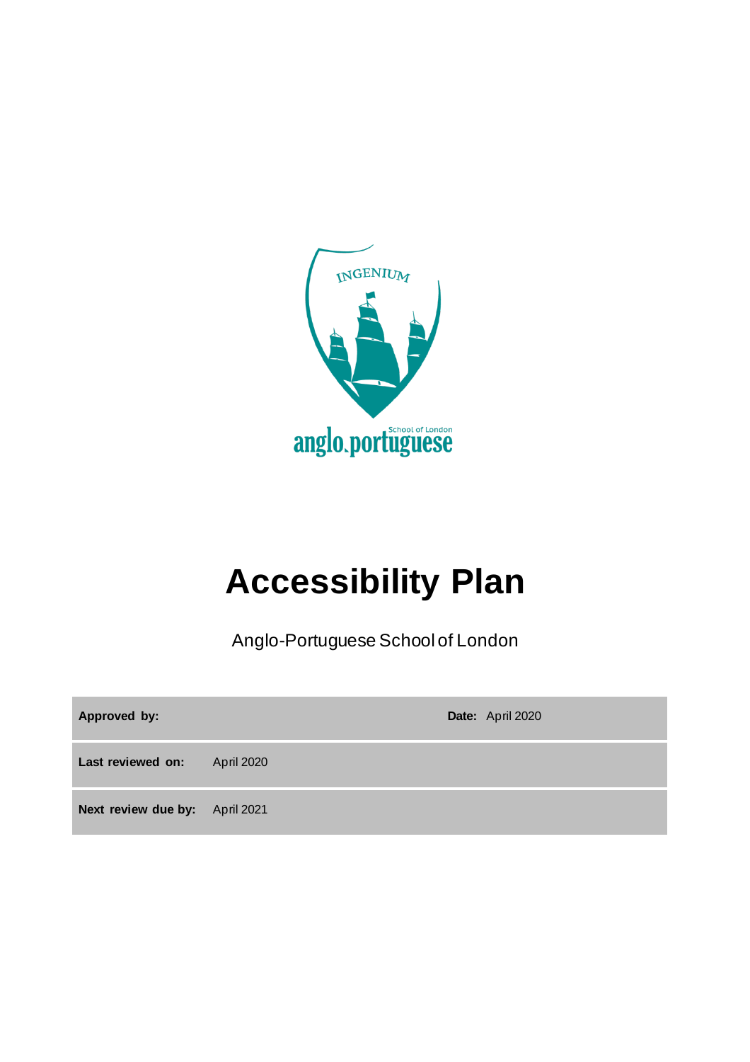INGENIUM

anglo.portuguese School of London

# Accessibility Plan

Anglo-Portuguese School of London

| **Approved by:** | | **Date:** April 2020 |
|---|---|---|
| **Last reviewed on:** | April 2020 | |
| **Next review due by:** | April 2021 | |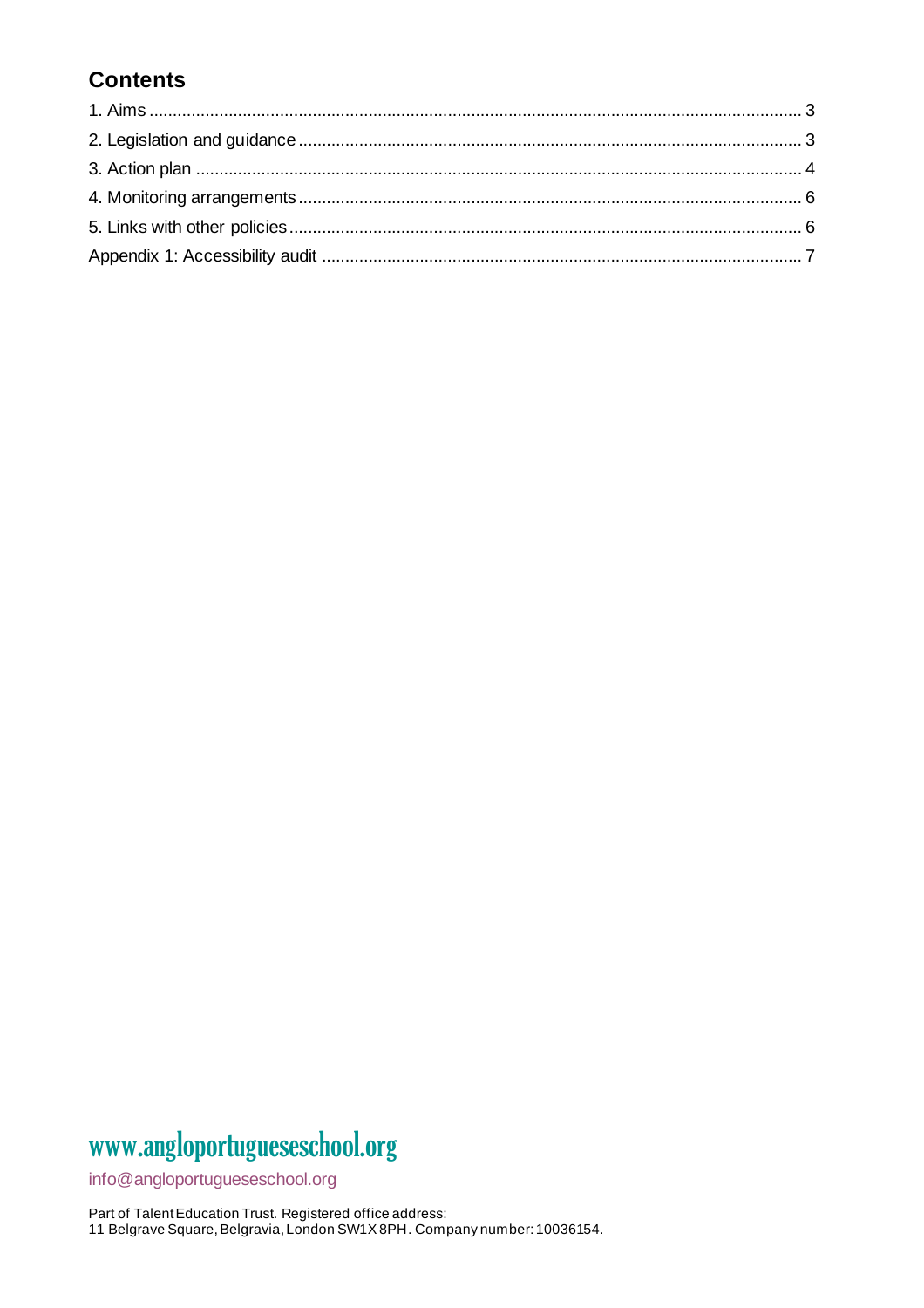## Contents

1. Aims ........................................................................................................................................... 3
2. Legislation and guidance ........................................................................................................... 3
3. Action plan ................................................................................................................................. 4
4. Monitoring arrangements ........................................................................................................... 6
5. Links with other policies ............................................................................................................. 6

Appendix 1: Accessibility audit ....................................................................................................... 7

www.angloportugueseschool.org

info@angloportugueseschool.org

Part of Talent Education Trust. Registered office address:
11 Belgrave Square, Belgravia, London SW1X 8PH. Company number: 10036154.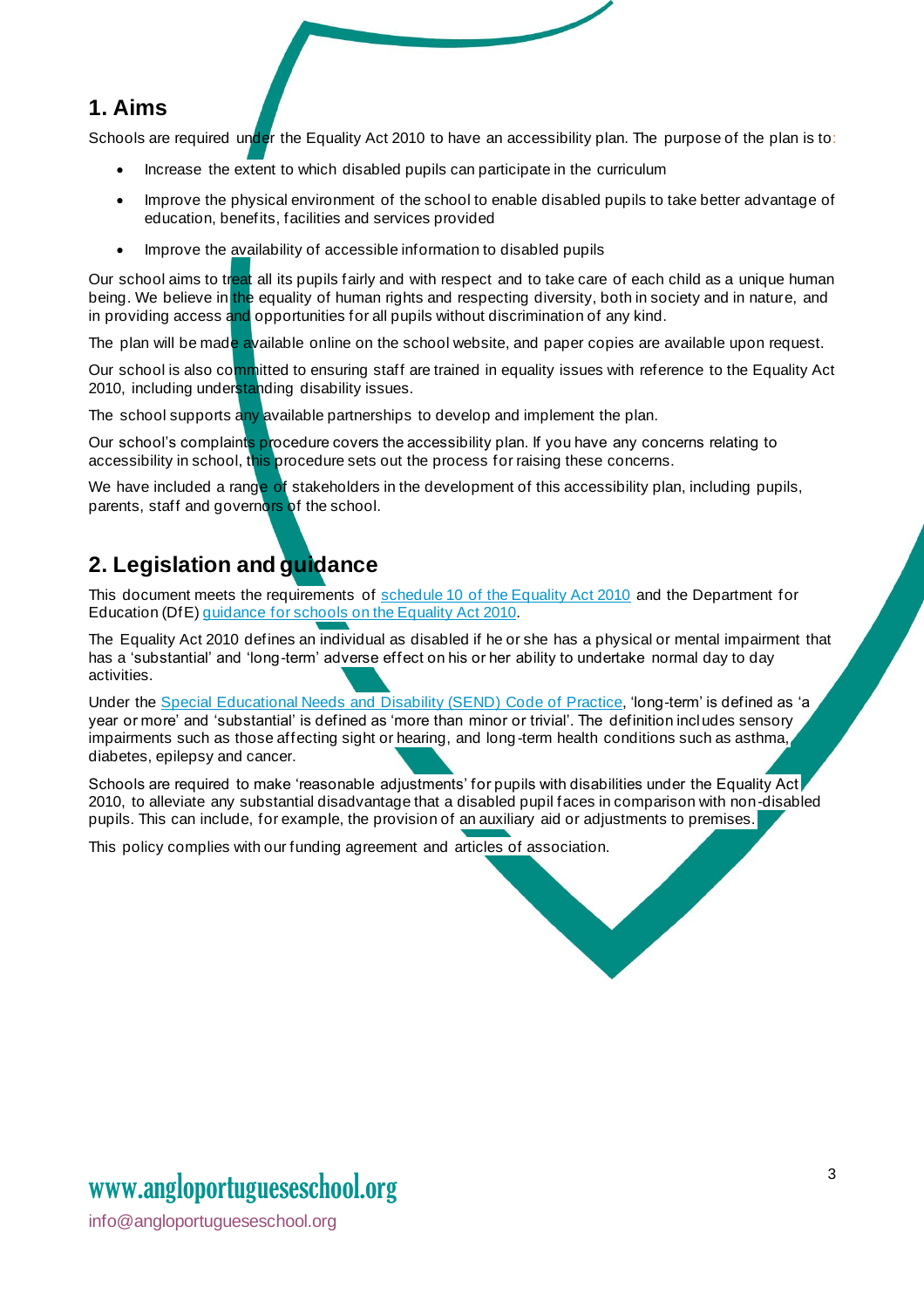## 1. Aims

Schools are required under the Equality Act 2010 to have an accessibility plan. The purpose of the plan is to:

- Increase the extent to which disabled pupils can participate in the curriculum
- Improve the physical environment of the school to enable disabled pupils to take better advantage of education, benefits, facilities and services provided
- Improve the availability of accessible information to disabled pupils

Our school aims to treat all its pupils fairly and with respect and to take care of each child as a unique human being. We believe in the equality of human rights and respecting diversity, both in society and in nature, and in providing access and opportunities for all pupils without discrimination of any kind.

The plan will be made available online on the school website, and paper copies are available upon request.

Our school is also committed to ensuring staff are trained in equality issues with reference to the Equality Act 2010, including understanding disability issues.

The school supports any available partnerships to develop and implement the plan.

Our school's complaints procedure covers the accessibility plan. If you have any concerns relating to accessibility in school, this procedure sets out the process for raising these concerns.

We have included a range of stakeholders in the development of this accessibility plan, including pupils, parents, staff and governors of the school.

## 2. Legislation and guidance

This document meets the requirements of schedule 10 of the Equality Act 2010 and the Department for Education (DfE) guidance for schools on the Equality Act 2010.

The Equality Act 2010 defines an individual as disabled if he or she has a physical or mental impairment that has a 'substantial' and 'long-term' adverse effect on his or her ability to undertake normal day to day activities.

Under the Special Educational Needs and Disability (SEND) Code of Practice, 'long-term' is defined as 'a year or more' and 'substantial' is defined as 'more than minor or trivial'. The definition includes sensory impairments such as those affecting sight or hearing, and long-term health conditions such as asthma, diabetes, epilepsy and cancer.

Schools are required to make 'reasonable adjustments' for pupils with disabilities under the Equality Act 2010, to alleviate any substantial disadvantage that a disabled pupil faces in comparison with non-disabled pupils. This can include, for example, the provision of an auxiliary aid or adjustments to premises.

This policy complies with our funding agreement and articles of association.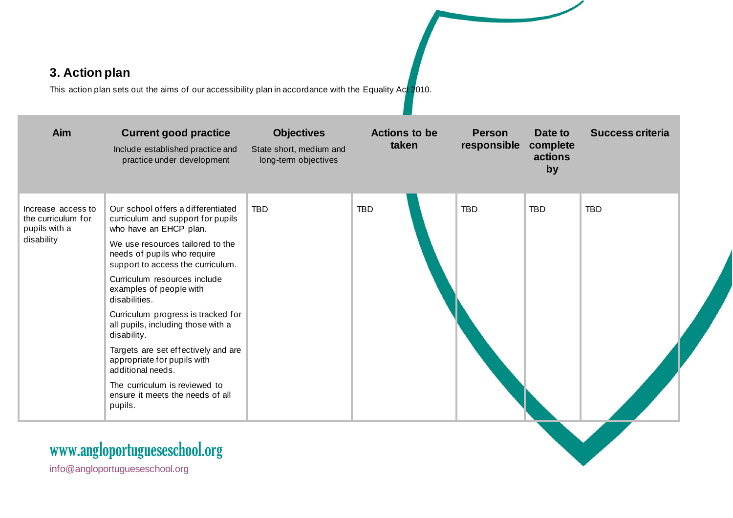## 3. Action plan

This action plan sets out the aims of our accessibility plan in accordance with the Equality Act 2010.

| Aim | Current good practice<br>Include established practice and practice under development | Objectives<br>State short, medium and long-term objectives | Actions to be taken | Person responsible | Date to complete actions by | Success criteria |
|---|---|---|---|---|---|---|
| Increase access to the curriculum for pupils with a disability | Our school offers a differentiated curriculum and support for pupils who have an EHCP plan.<br>We use resources tailored to the needs of pupils who require support to access the curriculum.<br>Curriculum resources include examples of people with disabilities.<br>Curriculum progress is tracked for all pupils, including those with a disability.<br>Targets are set effectively and are appropriate for pupils with additional needs.<br>The curriculum is reviewed to ensure it meets the needs of all pupils. | TBD | TBD | TBD | TBD | TBD |

www.angloportugueseschool.org

info@angloportugueseschool.org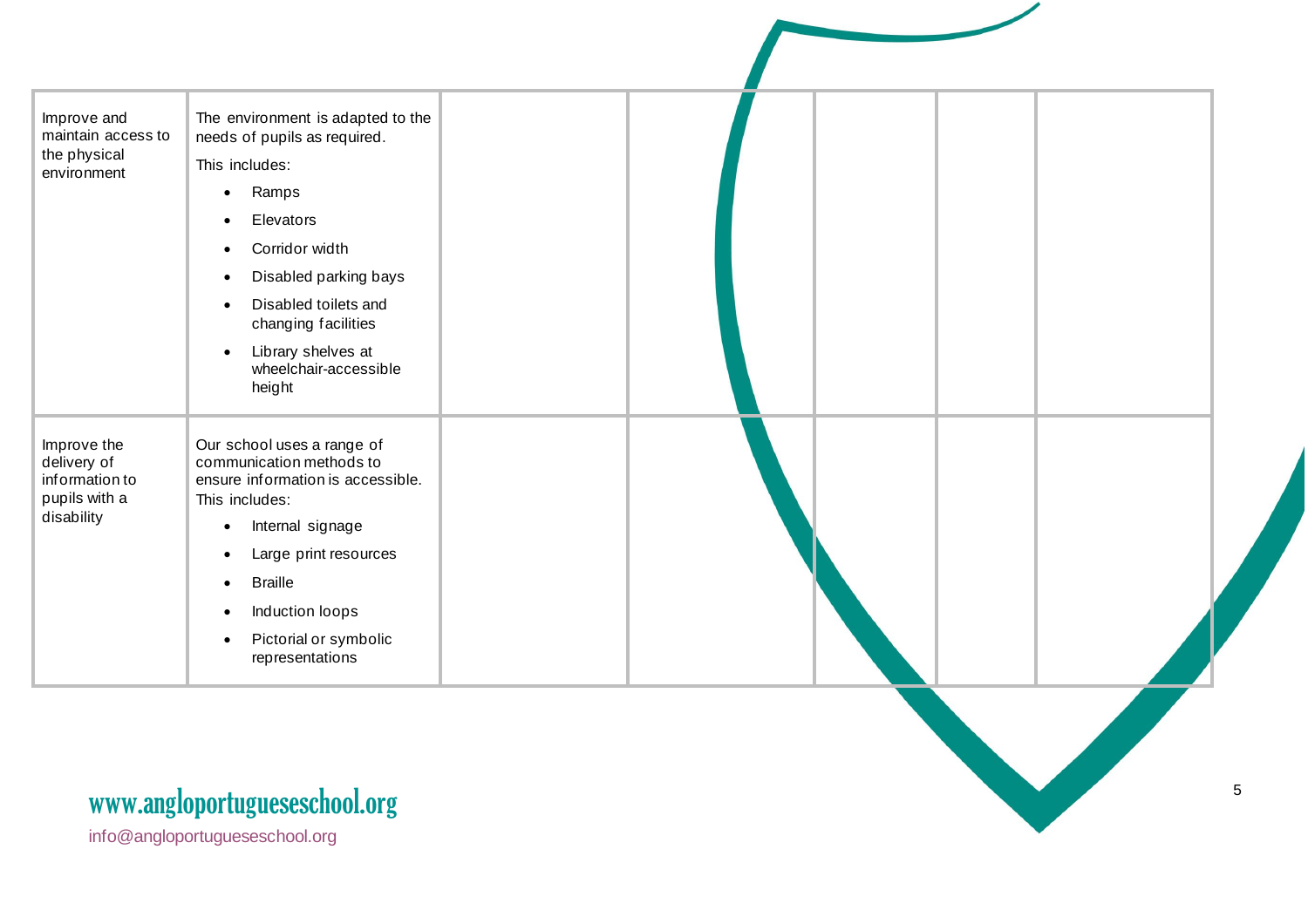| | | | | | | |
|---|---|---|---|---|---|---|
| Improve and maintain access to the physical environment | The environment is adapted to the needs of pupils as required.<br><br>This includes:<br><br>• Ramps<br>• Elevators<br>• Corridor width<br>• Disabled parking bays<br>• Disabled toilets and changing facilities<br>• Library shelves at wheelchair-accessible height | | | | | |
| Improve the delivery of information to pupils with a disability | Our school uses a range of communication methods to ensure information is accessible.<br>This includes:<br><br>• Internal signage<br>• Large print resources<br>• Braille<br>• Induction loops<br>• Pictorial or symbolic representations | | | | | |

www.angloportugueseschool.org

info@angloportugueseschool.org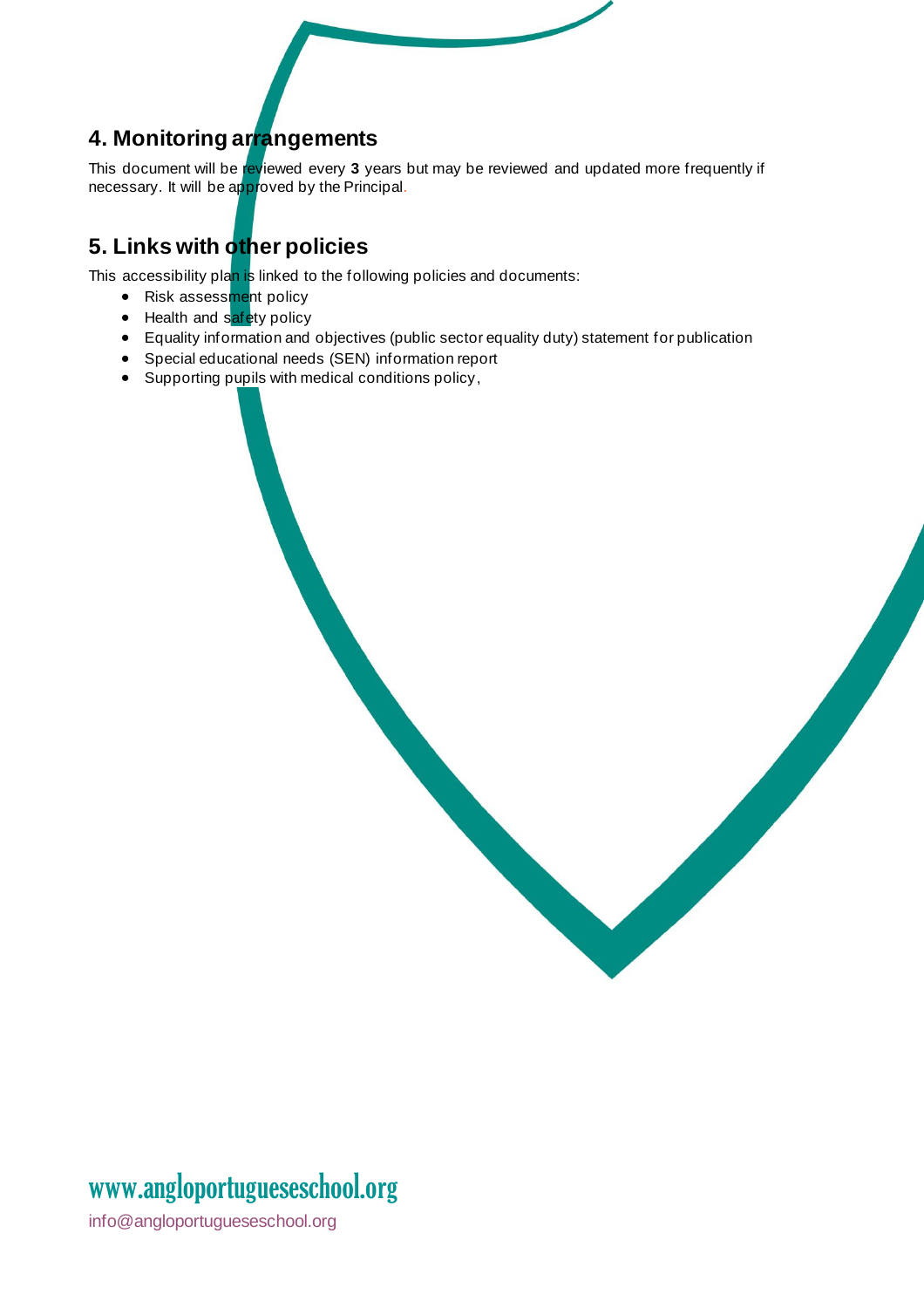## 4. Monitoring arrangements

This document will be reviewed every **3** years but may be reviewed and updated more frequently if necessary. It will be approved by the Principal.

## 5. Links with other policies

This accessibility plan is linked to the following policies and documents:

- Risk assessment policy
- Health and safety policy
- Equality information and objectives (public sector equality duty) statement for publication
- Special educational needs (SEN) information report
- Supporting pupils with medical conditions policy,

www.angloportugueseschool.org

info@angloportugueseschool.org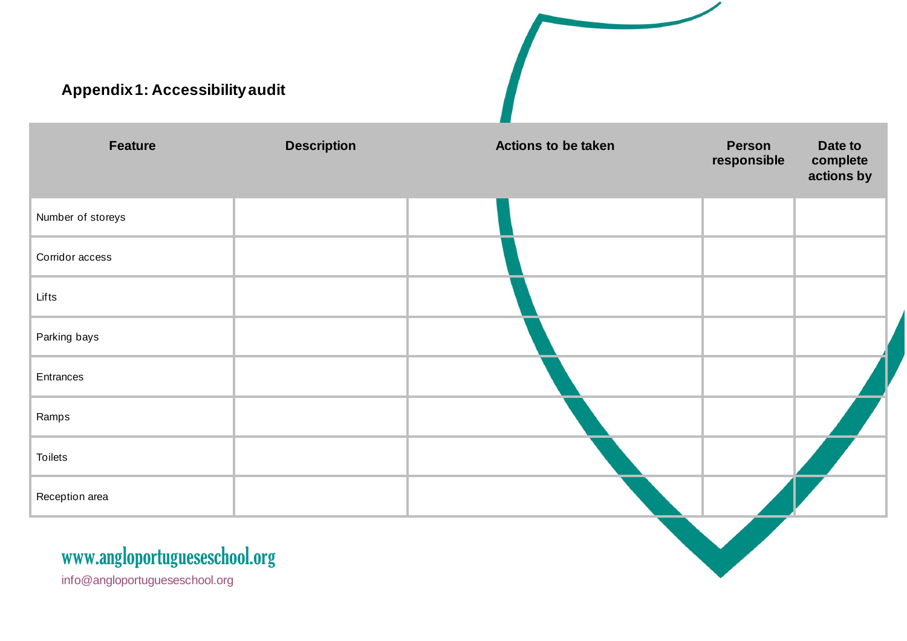## Appendix 1: Accessibility audit

| Feature | Description | Actions to be taken | Person responsible | Date to complete actions by |
|---|---|---|---|---|
| Number of storeys | | | | |
| Corridor access | | | | |
| Lifts | | | | |
| Parking bays | | | | |
| Entrances | | | | |
| Ramps | | | | |
| Toilets | | | | |
| Reception area | | | | |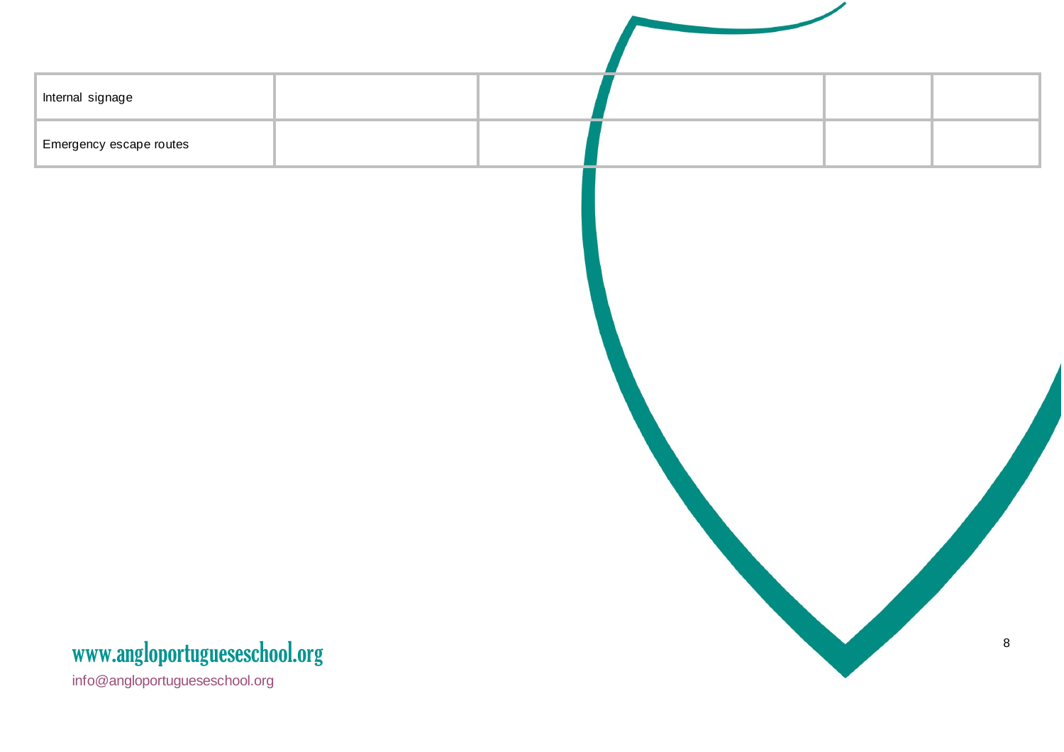| | | | | |
|---|---|---|---|---|
| Internal signage | | | | |
| Emergency escape routes | | | | |

www.angloportugueseschool.org

info@angloportugueseschool.org